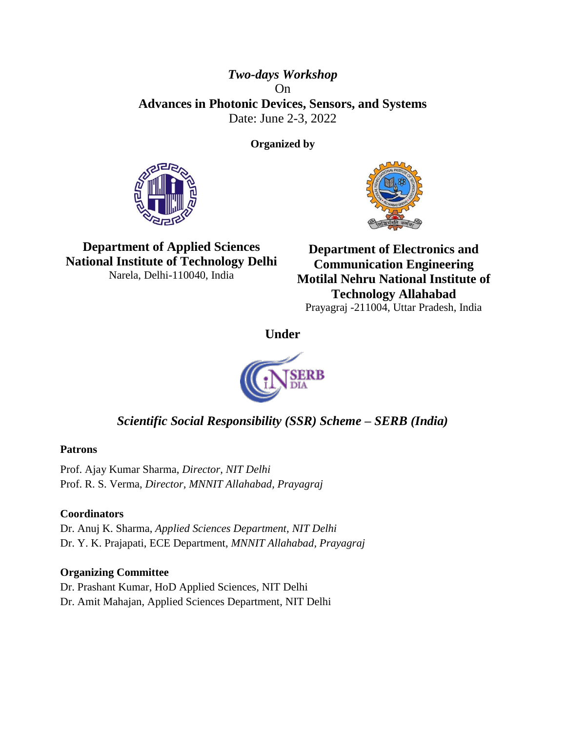*Two-days Workshop*

On

**Advances in Photonic Devices, Sensors, and Systems**

Date: June 2-3, 2022

**Organized by**

**Department of Applied Sciences**
**National Institute of Technology Delhi**
Narela, Delhi-110040, India

**Department of Electronics and Communication Engineering**
**Motilal Nehru National Institute of Technology Allahabad**
Prayagraj -211004, Uttar Pradesh, India

**Under**

***Scientific Social Responsibility (SSR) Scheme – SERB (India)***

**Patrons**

Prof. Ajay Kumar Sharma, *Director, NIT Delhi*
Prof. R. S. Verma, *Director, MNNIT Allahabad, Prayagraj*

**Coordinators**

Dr. Anuj K. Sharma, *Applied Sciences Department, NIT Delhi*
Dr. Y. K. Prajapati, ECE Department, *MNNIT Allahabad, Prayagraj*

**Organizing Committee**

Dr. Prashant Kumar, HoD Applied Sciences, NIT Delhi
Dr. Amit Mahajan, Applied Sciences Department, NIT Delhi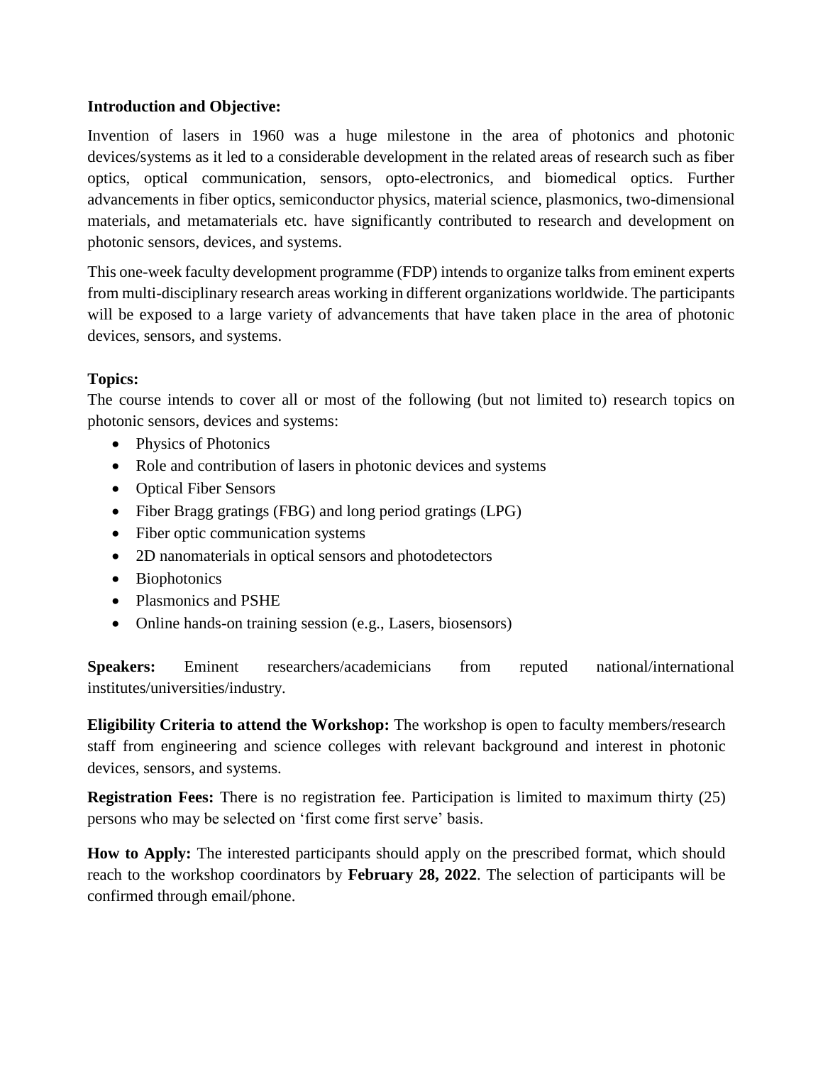**Introduction and Objective:**

Invention of lasers in 1960 was a huge milestone in the area of photonics and photonic devices/systems as it led to a considerable development in the related areas of research such as fiber optics, optical communication, sensors, opto-electronics, and biomedical optics. Further advancements in fiber optics, semiconductor physics, material science, plasmonics, two-dimensional materials, and metamaterials etc. have significantly contributed to research and development on photonic sensors, devices, and systems.

This one-week faculty development programme (FDP) intends to organize talks from eminent experts from multi-disciplinary research areas working in different organizations worldwide. The participants will be exposed to a large variety of advancements that have taken place in the area of photonic devices, sensors, and systems.

**Topics:**

The course intends to cover all or most of the following (but not limited to) research topics on photonic sensors, devices and systems:

- Physics of Photonics
- Role and contribution of lasers in photonic devices and systems
- Optical Fiber Sensors
- Fiber Bragg gratings (FBG) and long period gratings (LPG)
- Fiber optic communication systems
- 2D nanomaterials in optical sensors and photodetectors
- Biophotonics
- Plasmonics and PSHE
- Online hands-on training session (e.g., Lasers, biosensors)

**Speakers:** Eminent researchers/academicians from reputed national/international institutes/universities/industry.

**Eligibility Criteria to attend the Workshop:** The workshop is open to faculty members/research staff from engineering and science colleges with relevant background and interest in photonic devices, sensors, and systems.

**Registration Fees:** There is no registration fee. Participation is limited to maximum thirty (25) persons who may be selected on 'first come first serve' basis.

**How to Apply:** The interested participants should apply on the prescribed format, which should reach to the workshop coordinators by **February 28, 2022**. The selection of participants will be confirmed through email/phone.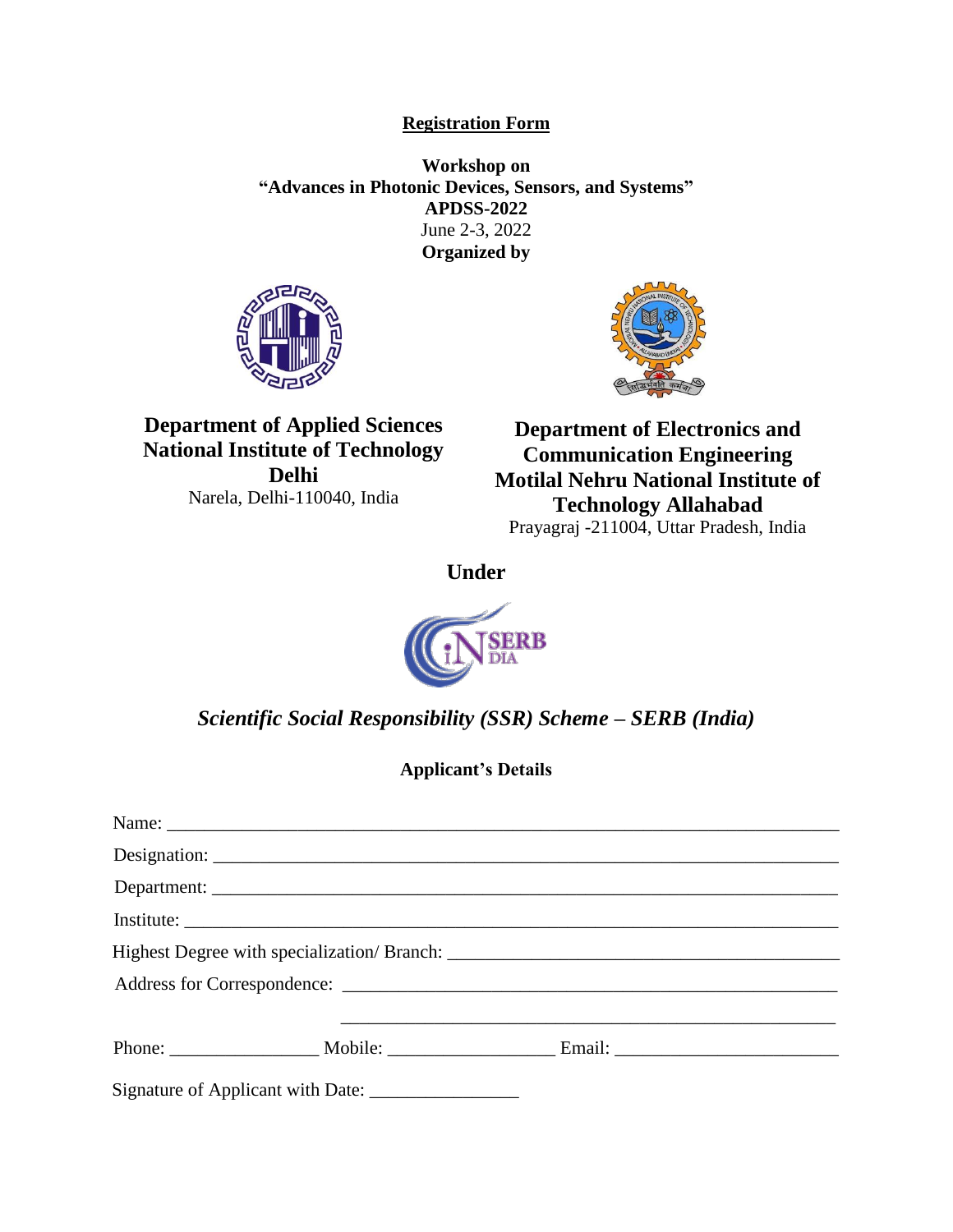## Registration Form

**Workshop on**
**"Advances in Photonic Devices, Sensors, and Systems"**
**APDSS-2022**
June 2-3, 2022
**Organized by**

**Department of Applied Sciences**
**National Institute of Technology Delhi**
Narela, Delhi-110040, India

**Department of Electronics and Communication Engineering**
**Motilal Nehru National Institute of Technology Allahabad**
Prayagraj -211004, Uttar Pradesh, India

**Under**

***Scientific Social Responsibility (SSR) Scheme – SERB (India)***

**Applicant's Details**

Name: ___________________________________________________________________________

Designation: ______________________________________________________________________

Department: ______________________________________________________________________

Institute: ___________________________________________________________________________

Highest Degree with specialization/ Branch: ___________________________________________

Address for Correspondence: _______________________________________________________

_______________________________________________________

Phone: ________________ Mobile: _________________ Email: _______________________

Signature of Applicant with Date: ________________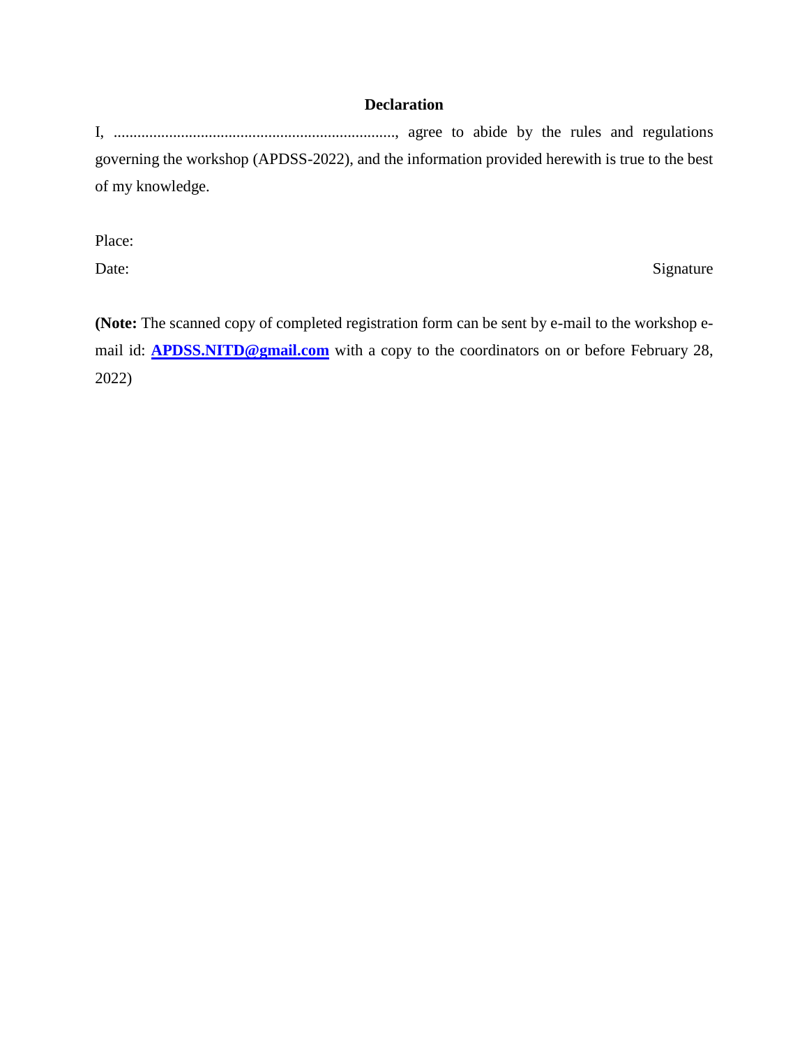**Declaration**

I, ......................................................................., agree to abide by the rules and regulations governing the workshop (APDSS-2022), and the information provided herewith is true to the best of my knowledge.

Place:

Date: Signature

**(Note:** The scanned copy of completed registration form can be sent by e-mail to the workshop e-mail id: **APDSS.NITD@gmail.com** with a copy to the coordinators on or before February 28, 2022)